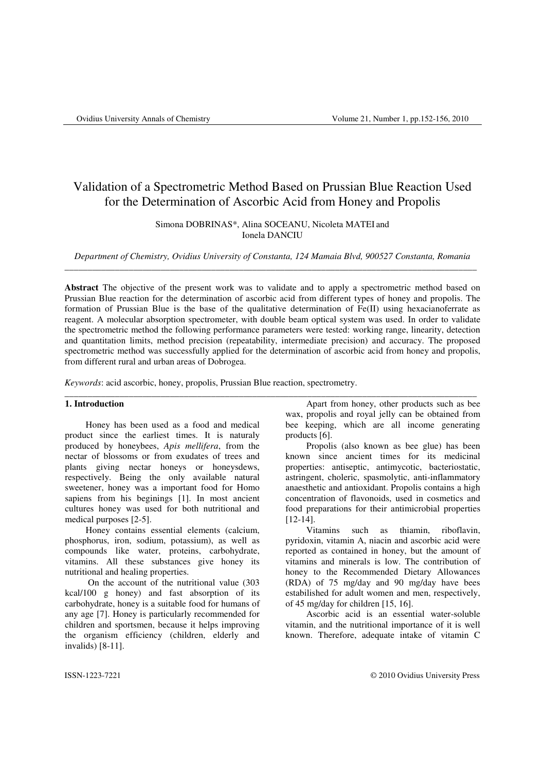# Validation of a Spectrometric Method Based on Prussian Blue Reaction Used for the Determination of Ascorbic Acid from Honey and Propolis

Simona DOBRINAS*, Alina SOCEANU, Nicoleta MATEI and Ionela DANCIU

*Department of Chemistry, Ovidius University of Constanta, 124 Mamaia Blvd, 900527 Constanta, Romania*

---

**Abstract** The objective of the present work was to validate and to apply a spectrometric method based on Prussian Blue reaction for the determination of ascorbic acid from different types of honey and propolis. The formation of Prussian Blue is the base of the qualitative determination of Fe(II) using hexacianoferrate as reagent. A molecular absorption spectrometer, with double beam optical system was used. In order to validate the spectrometric method the following performance parameters were tested: working range, linearity, detection and quantitation limits, method precision (repeatability, intermediate precision) and accuracy. The proposed spectrometric method was successfully applied for the determination of ascorbic acid from honey and propolis, from different rural and urban areas of Dobrogea.

*Keywords*: acid ascorbic, honey, propolis, Prussian Blue reaction, spectrometry.

---

## 1. Introduction

Honey has been used as a food and medical product since the earliest times. It is naturaly produced by honeybees, *Apis mellifera*, from the nectar of blossoms or from exudates of trees and plants giving nectar honeys or honeysdews, respectively. Being the only available natural sweetener, honey was a important food for Homo sapiens from his beginings [1]. In most ancient cultures honey was used for both nutritional and medical purposes [2-5].

Honey contains essential elements (calcium, phosphorus, iron, sodium, potassium), as well as compounds like water, proteins, carbohydrate, vitamins. All these substances give honey its nutritional and healing properties.

On the account of the nutritional value (303 kcal/100 g honey) and fast absorption of its carbohydrate, honey is a suitable food for humans of any age [7]. Honey is particularly recommended for children and sportsmen, because it helps improving the organism efficiency (children, elderly and invalids) [8-11].

Apart from honey, other products such as bee wax, propolis and royal jelly can be obtained from bee keeping, which are all income generating products [6].

Propolis (also known as bee glue) has been known since ancient times for its medicinal properties: antiseptic, antimycotic, bacteriostatic, astringent, choleric, spasmolytic, anti-inflammatory anaesthetic and antioxidant. Propolis contains a high concentration of flavonoids, used in cosmetics and food preparations for their antimicrobial properties [12-14].

Vitamins such as thiamin, riboflavin, pyridoxin, vitamin A, niacin and ascorbic acid were reported as contained in honey, but the amount of vitamins and minerals is low. The contribution of honey to the Recommended Dietary Allowances (RDA) of 75 mg/day and 90 mg/day have bees estabilished for adult women and men, respectively, of 45 mg/day for children [15, 16].

Ascorbic acid is an essential water-soluble vitamin, and the nutritional importance of it is well known. Therefore, adequate intake of vitamin C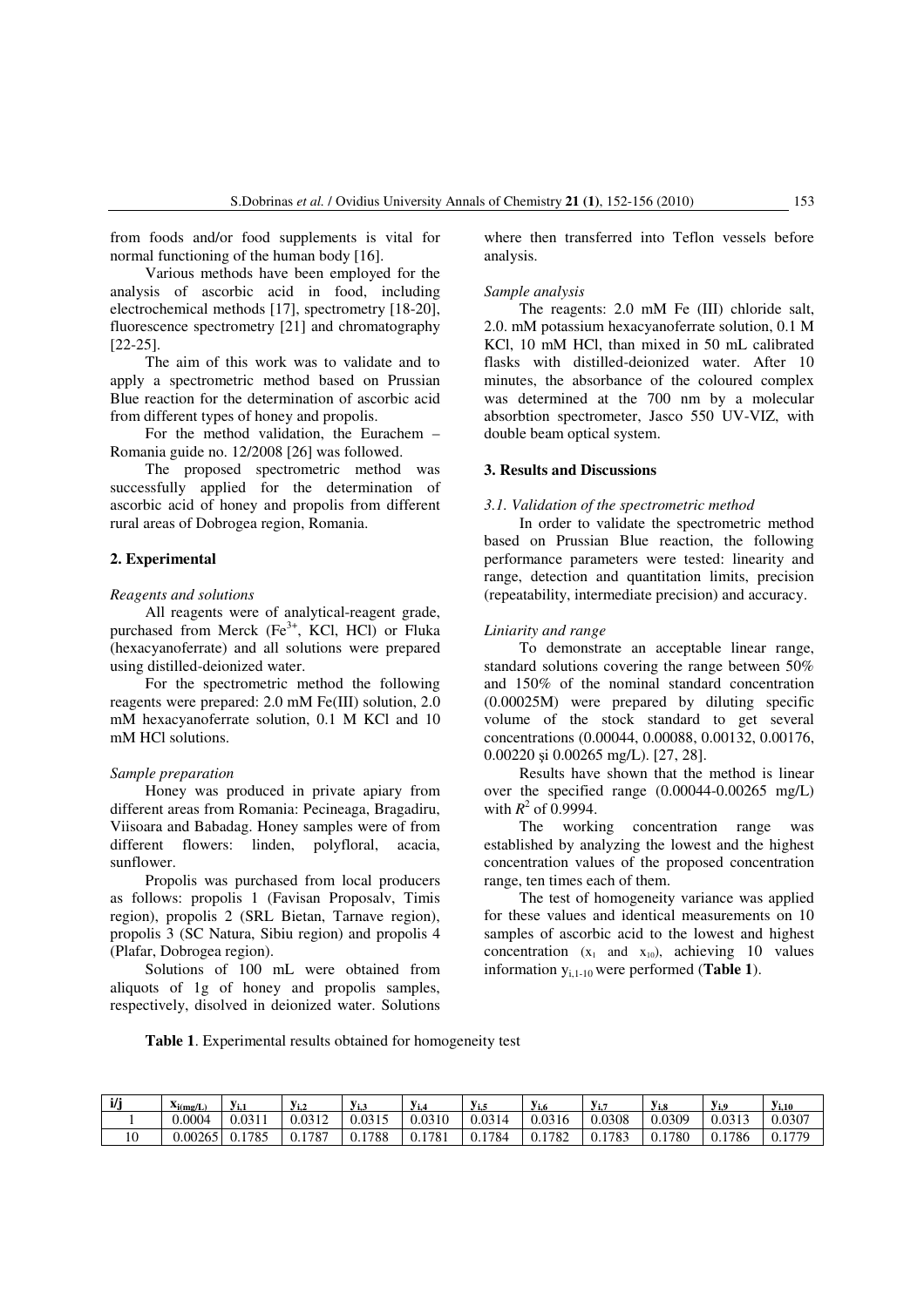from foods and/or food supplements is vital for normal functioning of the human body [16].

Various methods have been employed for the analysis of ascorbic acid in food, including electrochemical methods [17], spectrometry [18-20], fluorescence spectrometry [21] and chromatography [22-25].

The aim of this work was to validate and to apply a spectrometric method based on Prussian Blue reaction for the determination of ascorbic acid from different types of honey and propolis.

For the method validation, the Eurachem – Romania guide no. 12/2008 [26] was followed.

The proposed spectrometric method was successfully applied for the determination of ascorbic acid of honey and propolis from different rural areas of Dobrogea region, Romania.

## 2. Experimental

*Reagents and solutions*

All reagents were of analytical-reagent grade, purchased from Merck ($Fe^{3+}$, KCl, HCl) or Fluka (hexacyanoferrate) and all solutions were prepared using distilled-deionized water.

For the spectrometric method the following reagents were prepared: 2.0 mM Fe(III) solution, 2.0 mM hexacyanoferrate solution, 0.1 M KCl and 10 mM HCl solutions.

*Sample preparation*

Honey was produced in private apiary from different areas from Romania: Pecineaga, Bragadiru, Viisoara and Babadag. Honey samples were of from different flowers: linden, polyfloral, acacia, sunflower.

Propolis was purchased from local producers as follows: propolis 1 (Favisan Proposalv, Timis region), propolis 2 (SRL Bietan, Tarnave region), propolis 3 (SC Natura, Sibiu region) and propolis 4 (Plafar, Dobrogea region).

Solutions of 100 mL were obtained from aliquots of 1g of honey and propolis samples, respectively, disolved in deionized water. Solutions where then transferred into Teflon vessels before analysis.

*Sample analysis*

The reagents: 2.0 mM Fe (III) chloride salt, 2.0. mM potassium hexacyanoferrate solution, 0.1 M KCl, 10 mM HCl, than mixed in 50 mL calibrated flasks with distilled-deionized water. After 10 minutes, the absorbance of the coloured complex was determined at the 700 nm by a molecular absorbtion spectrometer, Jasco 550 UV-VIZ, with double beam optical system.

## 3. Results and Discussions

*3.1. Validation of the spectrometric method*

In order to validate the spectrometric method based on Prussian Blue reaction, the following performance parameters were tested: linearity and range, detection and quantitation limits, precision (repeatability, intermediate precision) and accuracy.

*Liniarity and range*

To demonstrate an acceptable linear range, standard solutions covering the range between 50% and 150% of the nominal standard concentration (0.00025M) were prepared by diluting specific volume of the stock standard to get several concentrations (0.00044, 0.00088, 0.00132, 0.00176, 0.00220 şi 0.00265 mg/L). [27, 28].

Results have shown that the method is linear over the specified range (0.00044-0.00265 mg/L) with $R^2$ of 0.9994.

The working concentration range was established by analyzing the lowest and the highest concentration values of the proposed concentration range, ten times each of them.

The test of homogeneity variance was applied for these values and identical measurements on 10 samples of ascorbic acid to the lowest and highest concentration ($x_1$ and $x_{10}$), achieving 10 values information $y_{i,1-10}$ were performed (**Table 1**).

**Table 1**. Experimental results obtained for homogeneity test

| i/j | $x_{i(mg/L)}$ | $y_{i,1}$ | $y_{i,2}$ | $y_{i,3}$ | $y_{i,4}$ | $y_{i,5}$ | $y_{i,6}$ | $y_{i,7}$ | $y_{i,8}$ | $y_{i,9}$ | $y_{i,10}$ |
|---|---|---|---|---|---|---|---|---|---|---|---|
| 1 | 0.0004 | 0.0311 | 0.0312 | 0.0315 | 0.0310 | 0.0314 | 0.0316 | 0.0308 | 0.0309 | 0.0313 | 0.0307 |
| 10 | 0.00265 | 0.1785 | 0.1787 | 0.1788 | 0.1781 | 0.1784 | 0.1782 | 0.1783 | 0.1780 | 0.1786 | 0.1779 |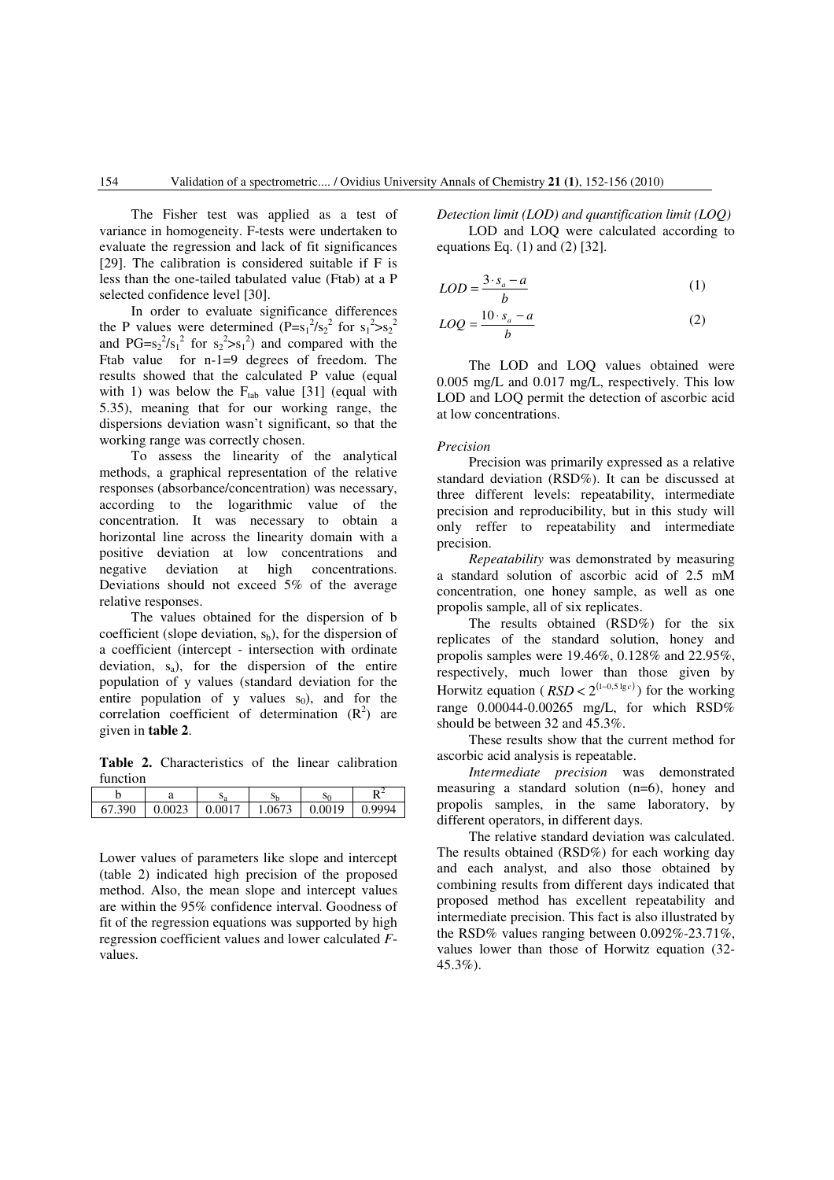The Fisher test was applied as a test of variance in homogeneity. F-tests were undertaken to evaluate the regression and lack of fit significances [29]. The calibration is considered suitable if F is less than the one-tailed tabulated value (Ftab) at a P selected confidence level [30].

In order to evaluate significance differences the P values were determined ($P=s_1^2/s_2^2$ for $s_1^2>s_2^2$ and $PG=s_2^2/s_1^2$ for $s_2^2>s_1^2$) and compared with the Ftab value for n-1=9 degrees of freedom. The results showed that the calculated P value (equal with 1) was below the $F_{tab}$ value [31] (equal with 5.35), meaning that for our working range, the dispersions deviation wasn't significant, so that the working range was correctly chosen.

To assess the linearity of the analytical methods, a graphical representation of the relative responses (absorbance/concentration) was necessary, according to the logarithmic value of the concentration. It was necessary to obtain a horizontal line across the linearity domain with a positive deviation at low concentrations and negative deviation at high concentrations. Deviations should not exceed 5% of the average relative responses.

The values obtained for the dispersion of b coefficient (slope deviation, $s_b$), for the dispersion of a coefficient (intercept - intersection with ordinate deviation, $s_a$), for the dispersion of the entire population of y values (standard deviation for the entire population of y values $s_0$), and for the correlation coefficient of determination ($R^2$) are given in **table 2**.

**Table 2.** Characteristics of the linear calibration function

| b | a | $s_a$ | $s_b$ | $s_0$ | $R^2$ |
|---|---|---|---|---|---|
| 67.390 | 0.0023 | 0.0017 | 1.0673 | 0.0019 | 0.9994 |

Lower values of parameters like slope and intercept (table 2) indicated high precision of the proposed method. Also, the mean slope and intercept values are within the 95% confidence interval. Goodness of fit of the regression equations was supported by high regression coefficient values and lower calculated *F*-values.

*Detection limit (LOD) and quantification limit (LOQ)*

LOD and LOQ were calculated according to equations Eq. (1) and (2) [32].

$$LOD = \frac{3 \cdot s_a - a}{b} \quad (1)$$

$$LOQ = \frac{10 \cdot s_a - a}{b} \quad (2)$$

The LOD and LOQ values obtained were 0.005 mg/L and 0.017 mg/L, respectively. This low LOD and LOQ permit the detection of ascorbic acid at low concentrations.

*Precision*

Precision was primarily expressed as a relative standard deviation (RSD%). It can be discussed at three different levels: repeatability, intermediate precision and reproducibility, but in this study will only reffer to repeatability and intermediate precision.

*Repeatability* was demonstrated by measuring a standard solution of ascorbic acid of 2.5 mM concentration, one honey sample, as well as one propolis sample, all of six replicates.

The results obtained (RSD%) for the six replicates of the standard solution, honey and propolis samples were 19.46%, 0.128% and 22.95%, respectively, much lower than those given by Horwitz equation ( $RSD < 2^{(1-0,5\lg c)}$ ) for the working range 0.00044-0.00265 mg/L, for which RSD% should be between 32 and 45.3%.

These results show that the current method for ascorbic acid analysis is repeatable.

*Intermediate precision* was demonstrated measuring a standard solution (n=6), honey and propolis samples, in the same laboratory, by different operators, in different days.

The relative standard deviation was calculated. The results obtained (RSD%) for each working day and each analyst, and also those obtained by combining results from different days indicated that proposed method has excellent repeatability and intermediate precision. This fact is also illustrated by the RSD% values ranging between 0.092%-23.71%, values lower than those of Horwitz equation (32-45.3%).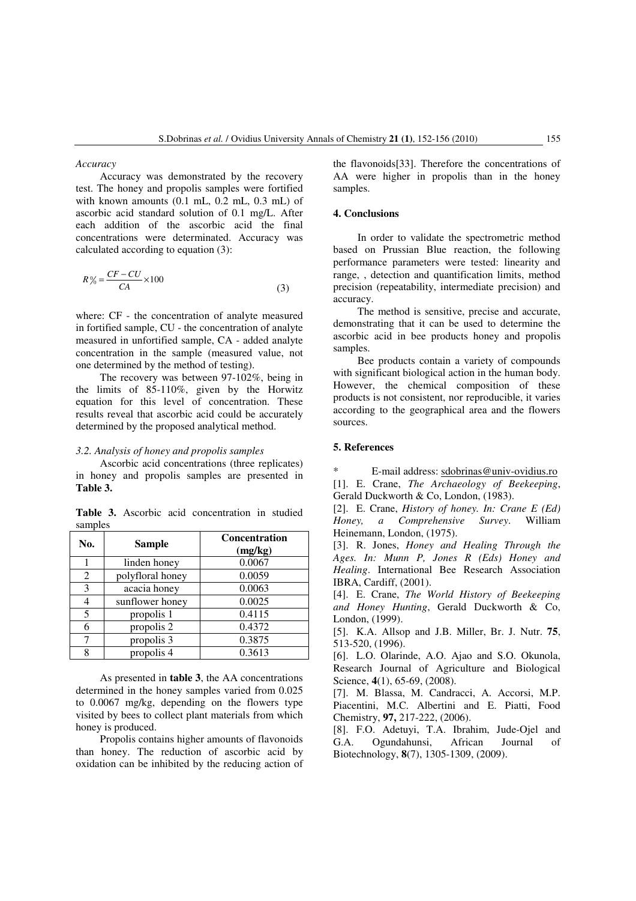*Accuracy*

Accuracy was demonstrated by the recovery test. The honey and propolis samples were fortified with known amounts (0.1 mL, 0.2 mL, 0.3 mL) of ascorbic acid standard solution of 0.1 mg/L. After each addition of the ascorbic acid the final concentrations were determinated. Accuracy was calculated according to equation (3):

$$R\% = \frac{CF - CU}{CA} \times 100 \tag{3}$$

where: CF - the concentration of analyte measured in fortified sample, CU - the concentration of analyte measured in unfortified sample, CA - added analyte concentration in the sample (measured value, not one determined by the method of testing).

The recovery was between 97-102%, being in the limits of 85-110%, given by the Horwitz equation for this level of concentration. These results reveal that ascorbic acid could be accurately determined by the proposed analytical method.

*3.2. Analysis of honey and propolis samples*

Ascorbic acid concentrations (three replicates) in honey and propolis samples are presented in **Table 3.**

**Table 3.** Ascorbic acid concentration in studied samples

| No. | Sample | Concentration (mg/kg) |
|---|---|---|
| 1 | linden honey | 0.0067 |
| 2 | polyfloral honey | 0.0059 |
| 3 | acacia honey | 0.0063 |
| 4 | sunflower honey | 0.0025 |
| 5 | propolis 1 | 0.4115 |
| 6 | propolis 2 | 0.4372 |
| 7 | propolis 3 | 0.3875 |
| 8 | propolis 4 | 0.3613 |

As presented in **table 3**, the AA concentrations determined in the honey samples varied from 0.025 to 0.0067 mg/kg, depending on the flowers type visited by bees to collect plant materials from which honey is produced.

Propolis contains higher amounts of flavonoids than honey. The reduction of ascorbic acid by oxidation can be inhibited by the reducing action of the flavonoids[33]. Therefore the concentrations of AA were higher in propolis than in the honey samples.

## 4. Conclusions

In order to validate the spectrometric method based on Prussian Blue reaction, the following performance parameters were tested: linearity and range, , detection and quantification limits, method precision (repeatability, intermediate precision) and accuracy.

The method is sensitive, precise and accurate, demonstrating that it can be used to determine the ascorbic acid in bee products honey and propolis samples.

Bee products contain a variety of compounds with significant biological action in the human body. However, the chemical composition of these products is not consistent, nor reproducible, it varies according to the geographical area and the flowers sources.

## 5. References

\* E-mail address: sdobrinas@univ-ovidius.ro

[1]. E. Crane, *The Archaeology of Beekeeping*, Gerald Duckworth & Co, London, (1983).

[2]. E. Crane, *History of honey. In: Crane E (Ed) Honey, a Comprehensive Survey*. William Heinemann, London, (1975).

[3]. R. Jones, *Honey and Healing Through the Ages. In: Munn P, Jones R (Eds) Honey and Healing*. International Bee Research Association IBRA, Cardiff, (2001).

[4]. E. Crane, *The World History of Beekeeping and Honey Hunting*, Gerald Duckworth & Co, London, (1999).

[5]. K.A. Allsop and J.B. Miller, Br. J. Nutr. **75**, 513-520, (1996).

[6]. L.O. Olarinde, A.O. Ajao and S.O. Okunola, Research Journal of Agriculture and Biological Science, **4**(1), 65-69, (2008).

[7]. M. Blassa, M. Candracci, A. Accorsi, M.P. Piacentini, M.C. Albertini and E. Piatti, Food Chemistry, **97,** 217-222, (2006).

[8]. F.O. Adetuyi, T.A. Ibrahim, Jude-Ojel and G.A. Ogundahunsi, African Journal of Biotechnology, **8**(7), 1305-1309, (2009).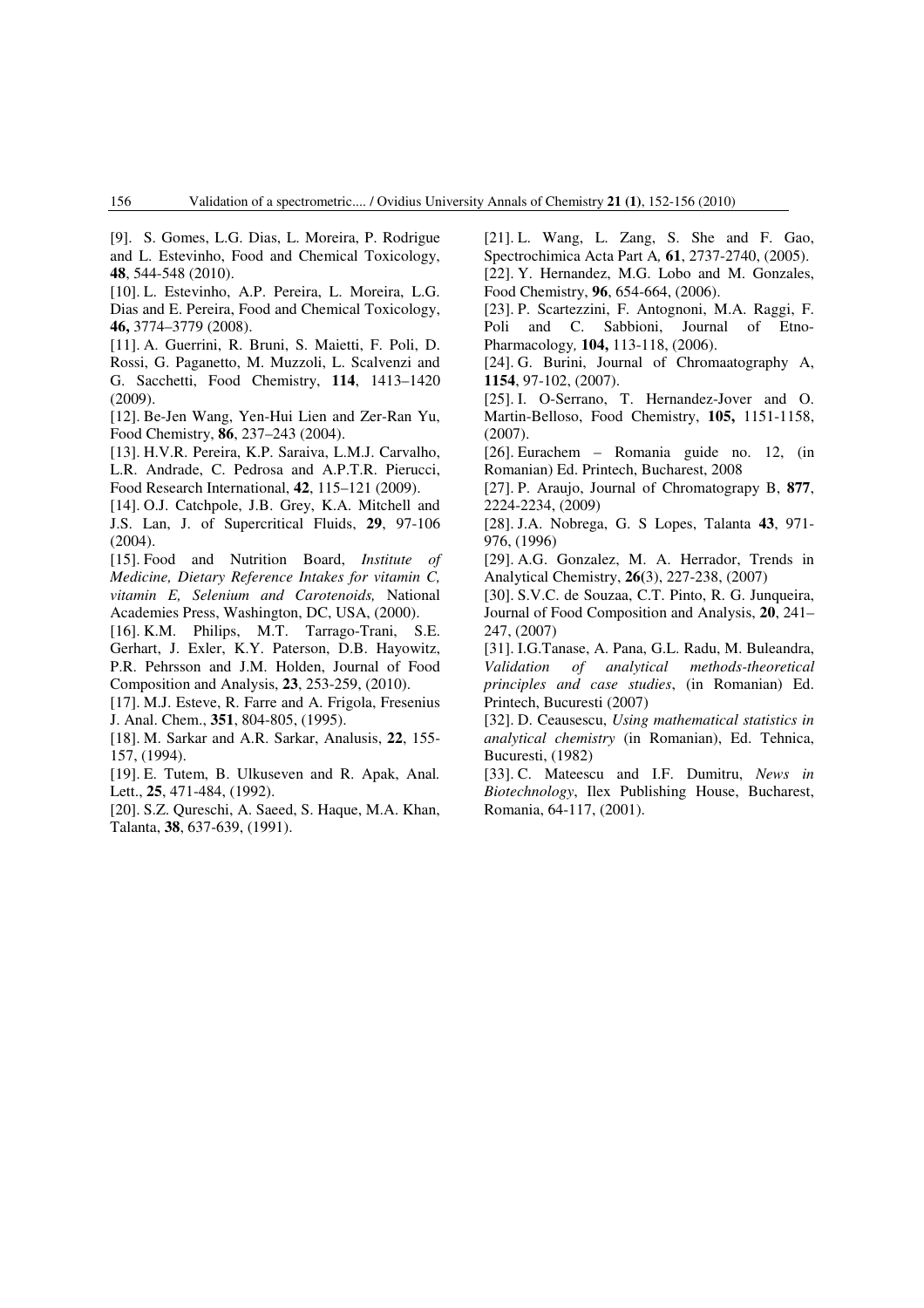[9]. S. Gomes, L.G. Dias, L. Moreira, P. Rodrigue and L. Estevinho, Food and Chemical Toxicology, **48**, 544-548 (2010).

[10]. L. Estevinho, A.P. Pereira, L. Moreira, L.G. Dias and E. Pereira, Food and Chemical Toxicology, **46,** 3774–3779 (2008).

[11]. A. Guerrini, R. Bruni, S. Maietti, F. Poli, D. Rossi, G. Paganetto, M. Muzzoli, L. Scalvenzi and G. Sacchetti, Food Chemistry, **114**, 1413–1420 (2009).

[12]. Be-Jen Wang, Yen-Hui Lien and Zer-Ran Yu, Food Chemistry, **86**, 237–243 (2004).

[13]. H.V.R. Pereira, K.P. Saraiva, L.M.J. Carvalho, L.R. Andrade, C. Pedrosa and A.P.T.R. Pierucci, Food Research International, **42**, 115–121 (2009).

[14]. O.J. Catchpole, J.B. Grey, K.A. Mitchell and J.S. Lan, J. of Supercritical Fluids, **29**, 97-106 (2004).

[15]. Food and Nutrition Board, *Institute of Medicine, Dietary Reference Intakes for vitamin C, vitamin E, Selenium and Carotenoids,* National Academies Press, Washington, DC, USA, (2000).

[16]. K.M. Philips, M.T. Tarrago-Trani, S.E. Gerhart, J. Exler, K.Y. Paterson, D.B. Hayowitz, P.R. Pehrsson and J.M. Holden, Journal of Food Composition and Analysis, **23**, 253-259, (2010).

[17]. M.J. Esteve, R. Farre and A. Frigola, Fresenius J. Anal. Chem., **351**, 804-805, (1995).

[18]. M. Sarkar and A.R. Sarkar, Analusis, **22**, 155-157, (1994).

[19]. E. Tutem, B. Ulkuseven and R. Apak, Anal. Lett., **25**, 471-484, (1992).

[20]. S.Z. Qureschi, A. Saeed, S. Haque, M.A. Khan, Talanta, **38**, 637-639, (1991).

[21]. L. Wang, L. Zang, S. She and F. Gao, Spectrochimica Acta Part A, **61**, 2737-2740, (2005).

[22]. Y. Hernandez, M.G. Lobo and M. Gonzales, Food Chemistry, **96**, 654-664, (2006).

[23]. P. Scartezzini, F. Antognoni, M.A. Raggi, F. Poli and C. Sabbioni, Journal of Etno-Pharmacology, **104,** 113-118, (2006).

[24]. G. Burini, Journal of Chromaatography A, **1154**, 97-102, (2007).

[25]. I. O-Serrano, T. Hernandez-Jover and O. Martin-Belloso, Food Chemistry, **105,** 1151-1158, (2007).

[26]. Eurachem – Romania guide no. 12, (in Romanian) Ed. Printech, Bucharest, 2008

[27]. P. Araujo, Journal of Chromatograpy B, **877**, 2224-2234, (2009)

[28]. J.A. Nobrega, G. S Lopes, Talanta **43**, 971-976, (1996)

[29]. A.G. Gonzalez, M. A. Herrador, Trends in Analytical Chemistry, **26**(3), 227-238, (2007)

[30]. S.V.C. de Souzaa, C.T. Pinto, R. G. Junqueira, Journal of Food Composition and Analysis, **20**, 241–247, (2007)

[31]. I.G.Tanase, A. Pana, G.L. Radu, M. Buleandra, *Validation of analytical methods-theoretical principles and case studies*, (in Romanian) Ed. Printech, Bucuresti (2007)

[32]. D. Ceausescu, *Using mathematical statistics in analytical chemistry* (in Romanian), Ed. Tehnica, Bucuresti, (1982)

[33]. C. Mateescu and I.F. Dumitru, *News in Biotechnology*, Ilex Publishing House, Bucharest, Romania, 64-117, (2001).